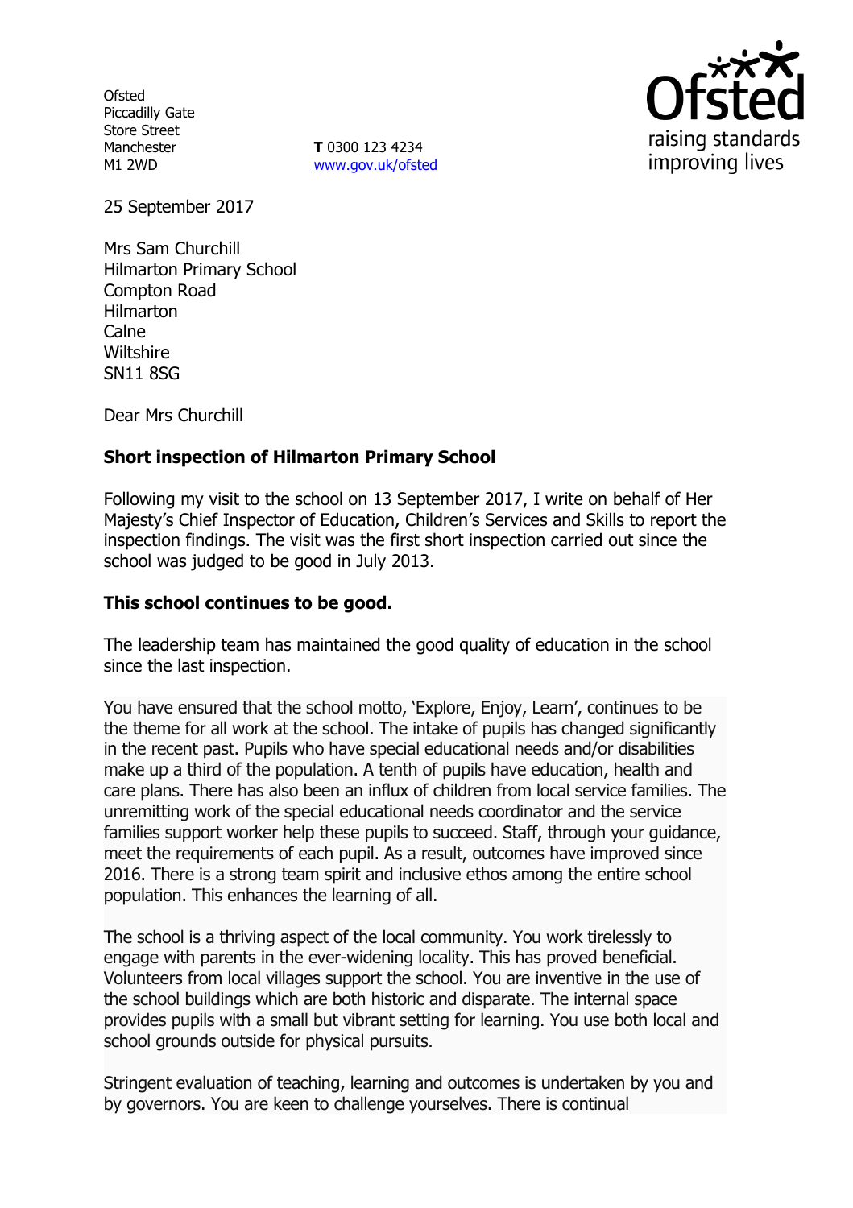Ofsted
Piccadilly Gate
Store Street
Manchester
M1 2WD

**T** 0300 123 4234
www.gov.uk/ofsted

25 September 2017

Mrs Sam Churchill
Hilmarton Primary School
Compton Road
Hilmarton
Calne
Wiltshire
SN11 8SG

Dear Mrs Churchill

**Short inspection of Hilmarton Primary School**

Following my visit to the school on 13 September 2017, I write on behalf of Her Majesty's Chief Inspector of Education, Children's Services and Skills to report the inspection findings. The visit was the first short inspection carried out since the school was judged to be good in July 2013.

**This school continues to be good.**

The leadership team has maintained the good quality of education in the school since the last inspection.

You have ensured that the school motto, 'Explore, Enjoy, Learn', continues to be the theme for all work at the school. The intake of pupils has changed significantly in the recent past. Pupils who have special educational needs and/or disabilities make up a third of the population. A tenth of pupils have education, health and care plans. There has also been an influx of children from local service families. The unremitting work of the special educational needs coordinator and the service families support worker help these pupils to succeed. Staff, through your guidance, meet the requirements of each pupil. As a result, outcomes have improved since 2016. There is a strong team spirit and inclusive ethos among the entire school population. This enhances the learning of all.

The school is a thriving aspect of the local community. You work tirelessly to engage with parents in the ever-widening locality. This has proved beneficial. Volunteers from local villages support the school. You are inventive in the use of the school buildings which are both historic and disparate. The internal space provides pupils with a small but vibrant setting for learning. You use both local and school grounds outside for physical pursuits.

Stringent evaluation of teaching, learning and outcomes is undertaken by you and by governors. You are keen to challenge yourselves. There is continual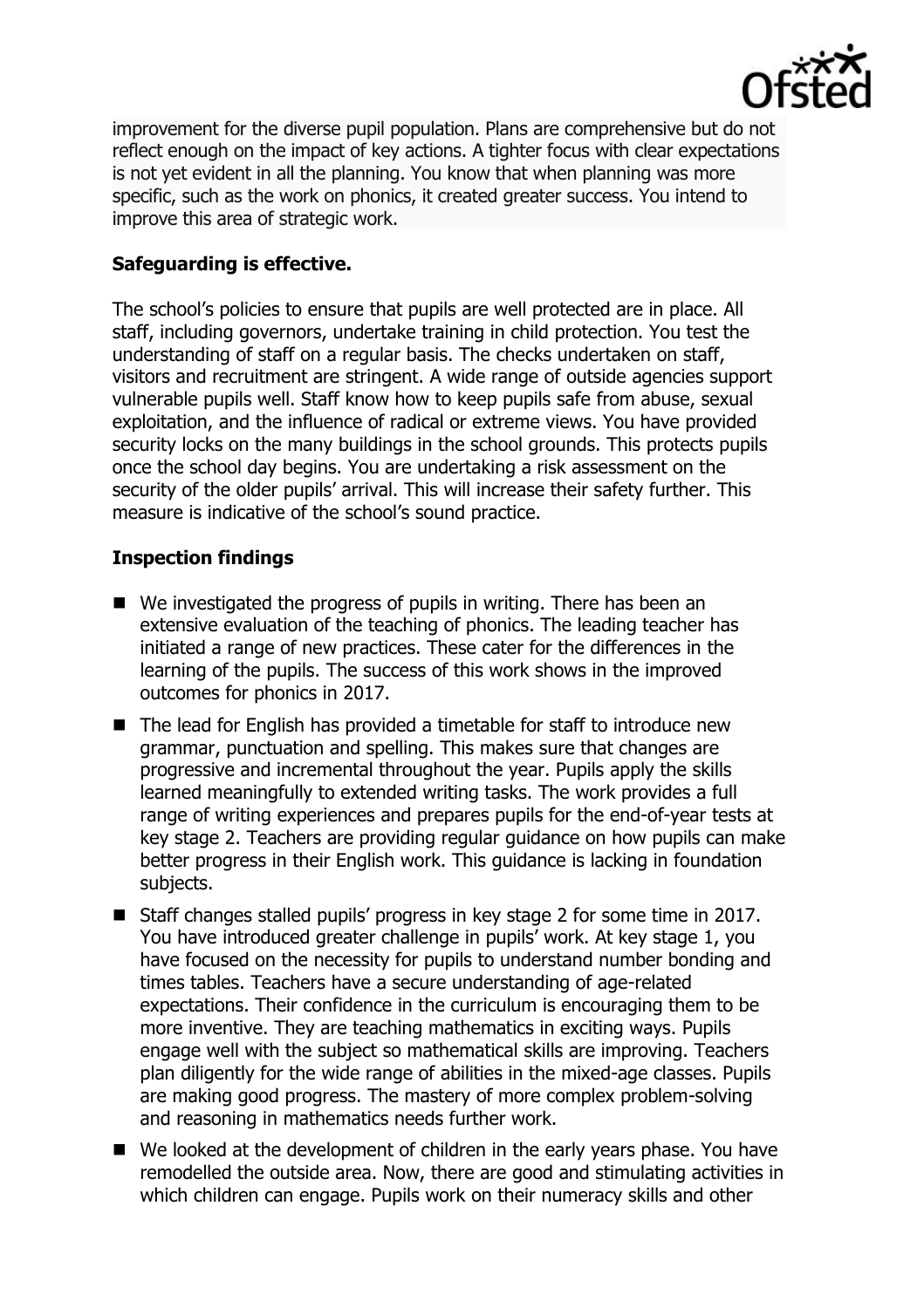improvement for the diverse pupil population. Plans are comprehensive but do not reflect enough on the impact of key actions. A tighter focus with clear expectations is not yet evident in all the planning. You know that when planning was more specific, such as the work on phonics, it created greater success. You intend to improve this area of strategic work.

**Safeguarding is effective.**

The school's policies to ensure that pupils are well protected are in place. All staff, including governors, undertake training in child protection. You test the understanding of staff on a regular basis. The checks undertaken on staff, visitors and recruitment are stringent. A wide range of outside agencies support vulnerable pupils well. Staff know how to keep pupils safe from abuse, sexual exploitation, and the influence of radical or extreme views. You have provided security locks on the many buildings in the school grounds. This protects pupils once the school day begins. You are undertaking a risk assessment on the security of the older pupils' arrival. This will increase their safety further. This measure is indicative of the school's sound practice.

**Inspection findings**

- We investigated the progress of pupils in writing. There has been an extensive evaluation of the teaching of phonics. The leading teacher has initiated a range of new practices. These cater for the differences in the learning of the pupils. The success of this work shows in the improved outcomes for phonics in 2017.
- The lead for English has provided a timetable for staff to introduce new grammar, punctuation and spelling. This makes sure that changes are progressive and incremental throughout the year. Pupils apply the skills learned meaningfully to extended writing tasks. The work provides a full range of writing experiences and prepares pupils for the end-of-year tests at key stage 2. Teachers are providing regular guidance on how pupils can make better progress in their English work. This guidance is lacking in foundation subjects.
- Staff changes stalled pupils' progress in key stage 2 for some time in 2017. You have introduced greater challenge in pupils' work. At key stage 1, you have focused on the necessity for pupils to understand number bonding and times tables. Teachers have a secure understanding of age-related expectations. Their confidence in the curriculum is encouraging them to be more inventive. They are teaching mathematics in exciting ways. Pupils engage well with the subject so mathematical skills are improving. Teachers plan diligently for the wide range of abilities in the mixed-age classes. Pupils are making good progress. The mastery of more complex problem-solving and reasoning in mathematics needs further work.
- We looked at the development of children in the early years phase. You have remodelled the outside area. Now, there are good and stimulating activities in which children can engage. Pupils work on their numeracy skills and other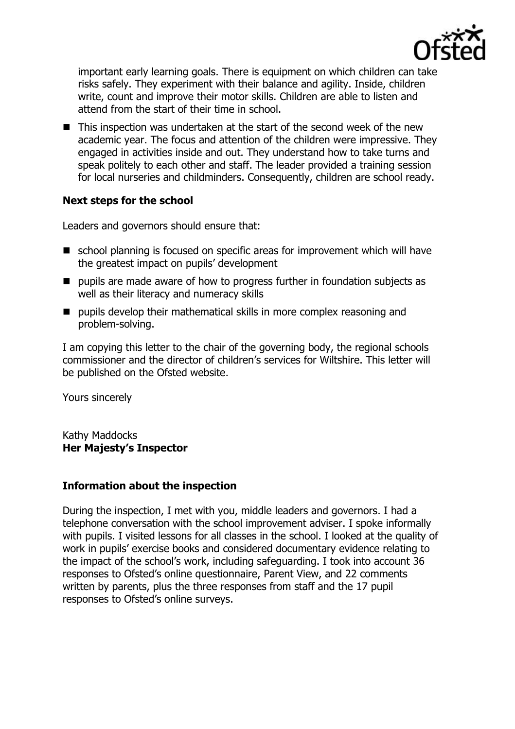important early learning goals. There is equipment on which children can take risks safely. They experiment with their balance and agility. Inside, children write, count and improve their motor skills. Children are able to listen and attend from the start of their time in school.

- This inspection was undertaken at the start of the second week of the new academic year. The focus and attention of the children were impressive. They engaged in activities inside and out. They understand how to take turns and speak politely to each other and staff. The leader provided a training session for local nurseries and childminders. Consequently, children are school ready.

### Next steps for the school

Leaders and governors should ensure that:

- school planning is focused on specific areas for improvement which will have the greatest impact on pupils' development
- pupils are made aware of how to progress further in foundation subjects as well as their literacy and numeracy skills
- pupils develop their mathematical skills in more complex reasoning and problem-solving.

I am copying this letter to the chair of the governing body, the regional schools commissioner and the director of children's services for Wiltshire. This letter will be published on the Ofsted website.

Yours sincerely

Kathy Maddocks
**Her Majesty's Inspector**

### Information about the inspection

During the inspection, I met with you, middle leaders and governors. I had a telephone conversation with the school improvement adviser. I spoke informally with pupils. I visited lessons for all classes in the school. I looked at the quality of work in pupils' exercise books and considered documentary evidence relating to the impact of the school's work, including safeguarding. I took into account 36 responses to Ofsted's online questionnaire, Parent View, and 22 comments written by parents, plus the three responses from staff and the 17 pupil responses to Ofsted's online surveys.